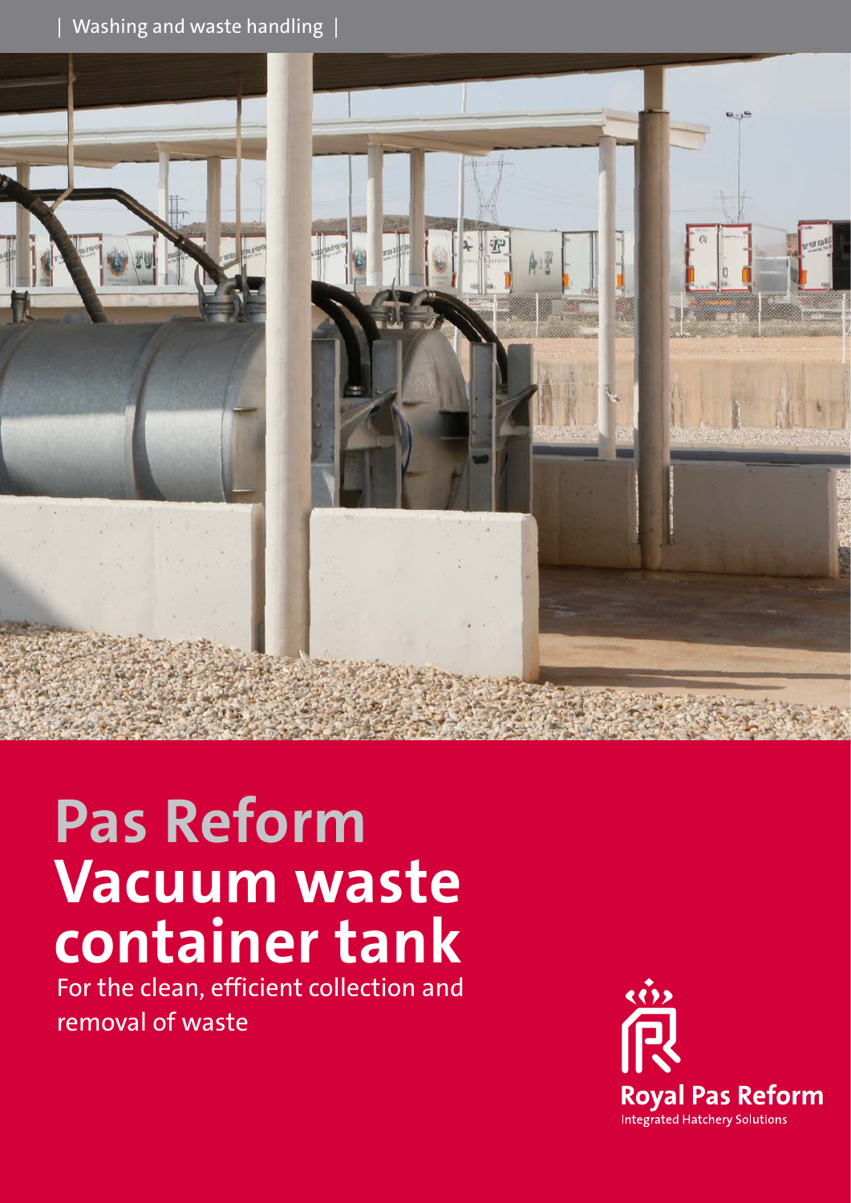| Washing and waste handling |

# Pas Reform Vacuum waste container tank

For the clean, efficient collection and removal of waste

**Royal Pas Reform**
Integrated Hatchery Solutions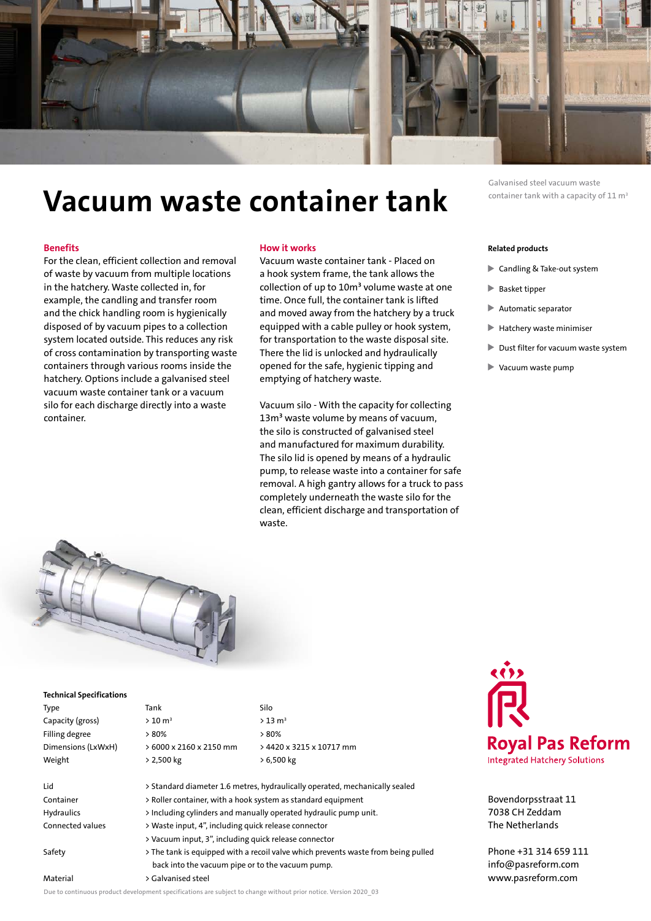# Vacuum waste container tank

Galvanised steel vacuum waste container tank with a capacity of 11 $m^3$

### Benefits

For the clean, efficient collection and removal of waste by vacuum from multiple locations in the hatchery. Waste collected in, for example, the candling and transfer room and the chick handling room is hygienically disposed of by vacuum pipes to a collection system located outside. This reduces any risk of cross contamination by transporting waste containers through various rooms inside the hatchery. Options include a galvanised steel vacuum waste container tank or a vacuum silo for each discharge directly into a waste container.

### How it works

Vacuum waste container tank - Placed on a hook system frame, the tank allows the collection of up to 10m³ volume waste at one time. Once full, the container tank is lifted and moved away from the hatchery by a truck equipped with a cable pulley or hook system, for transportation to the waste disposal site. There the lid is unlocked and hydraulically opened for the safe, hygienic tipping and emptying of hatchery waste.

Vacuum silo - With the capacity for collecting 13m³ waste volume by means of vacuum, the silo is constructed of galvanised steel and manufactured for maximum durability. The silo lid is opened by means of a hydraulic pump, to release waste into a container for safe removal. A high gantry allows for a truck to pass completely underneath the waste silo for the clean, efficient discharge and transportation of waste.

#### Related products

- Candling & Take-out system
- Basket tipper
- Automatic separator
- Hatchery waste minimiser
- Dust filter for vacuum waste system
- Vacuum waste pump

#### Technical Specifications

| | | |
|---|---|---|
| Type | Tank | Silo |
| Capacity (gross) | > 10 m³ | > 13 m³ |
| Filling degree | > 80% | > 80% |
| Dimensions (LxWxH) | > 6000 x 2160 x 2150 mm | > 4420 x 3215 x 10717 mm |
| Weight | > 2,500 kg | > 6,500 kg |

| | |
|---|---|
| Lid | > Standard diameter 1.6 metres, hydraulically operated, mechanically sealed |
| Container | > Roller container, with a hook system as standard equipment |
| Hydraulics | > Including cylinders and manually operated hydraulic pump unit. |
| Connected values | > Waste input, 4", including quick release connector<br>> Vacuum input, 3", including quick release connector |
| Safety | > The tank is equipped with a recoil valve which prevents waste from being pulled back into the vacuum pipe or to the vacuum pump. |
| Material | > Galvanised steel |

Royal Pas Reform
Integrated Hatchery Solutions

Bovendorpsstraat 11
7038 CH Zeddam
The Netherlands

Phone +31 314 659 111
info@pasreform.com
www.pasreform.com

Due to continuous product development specifications are subject to change without prior notice. Version 2020_03